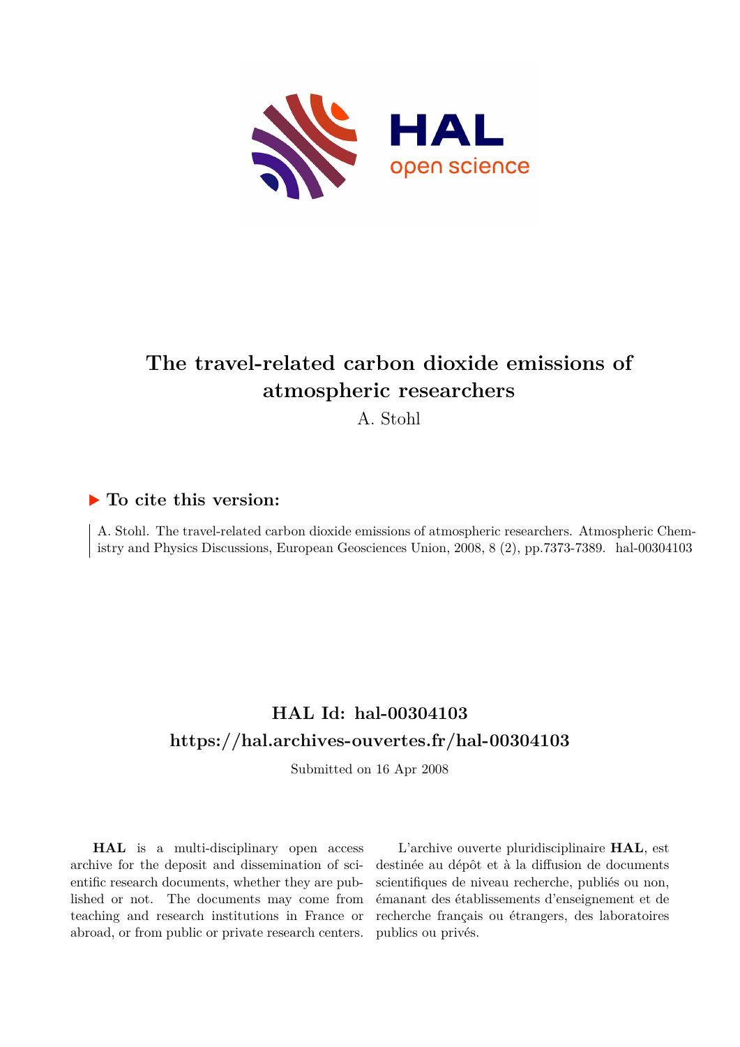# The travel-related carbon dioxide emissions of atmospheric researchers

A. Stohl

## ▶ To cite this version:

A. Stohl. The travel-related carbon dioxide emissions of atmospheric researchers. Atmospheric Chemistry and Physics Discussions, European Geosciences Union, 2008, 8 (2), pp.7373-7389. hal-00304103

## HAL Id: hal-00304103
## https://hal.archives-ouvertes.fr/hal-00304103

Submitted on 16 Apr 2008

**HAL** is a multi-disciplinary open access archive for the deposit and dissemination of scientific research documents, whether they are published or not. The documents may come from teaching and research institutions in France or abroad, or from public or private research centers.

L'archive ouverte pluridisciplinaire **HAL**, est destinée au dépôt et à la diffusion de documents scientifiques de niveau recherche, publiés ou non, émanant des établissements d'enseignement et de recherche français ou étrangers, des laboratoires publics ou privés.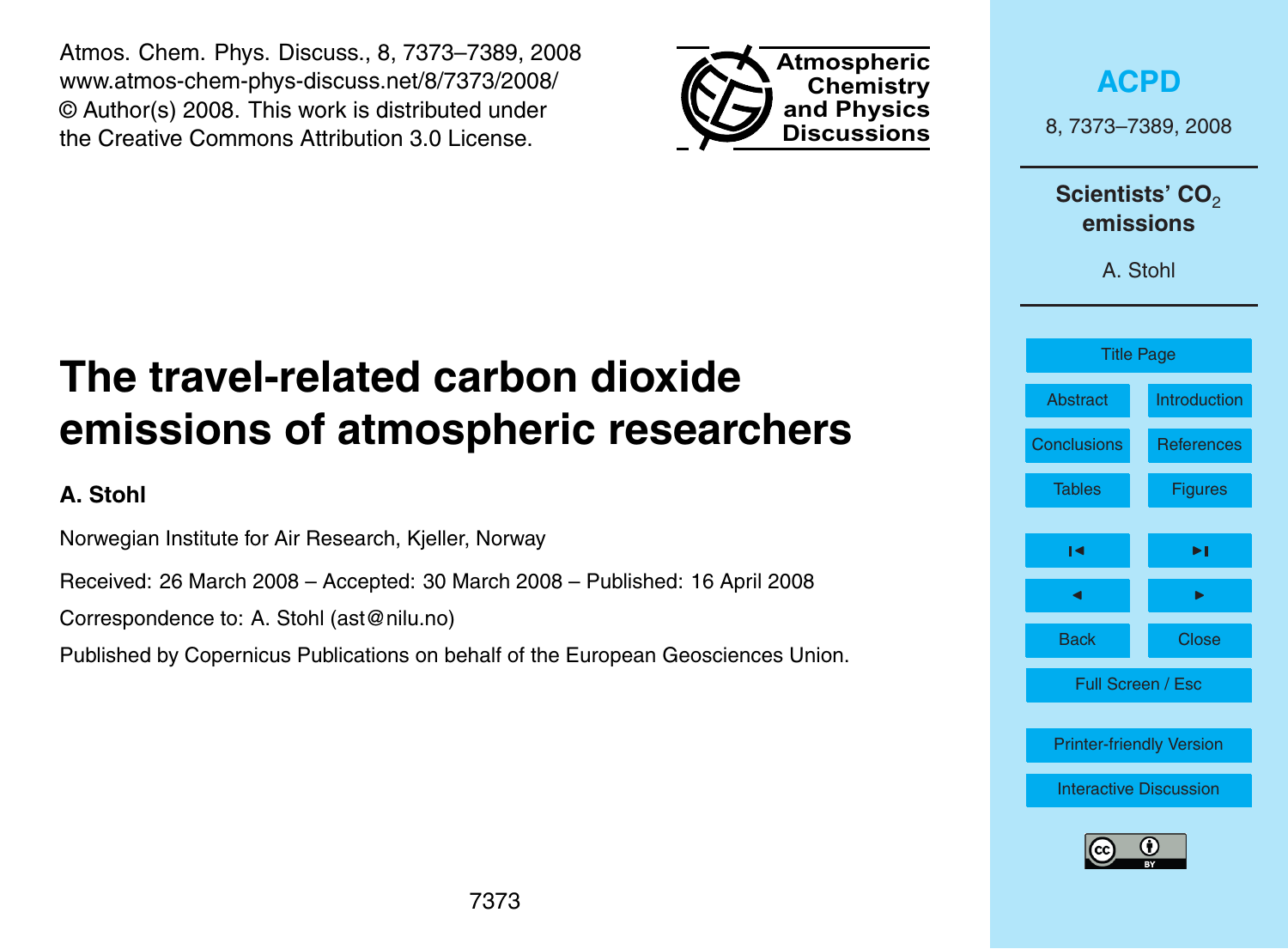Atmos. Chem. Phys. Discuss., 8, 7373–7389, 2008
www.atmos-chem-phys-discuss.net/8/7373/2008/
© Author(s) 2008. This work is distributed under the Creative Commons Attribution 3.0 License.

# The travel-related carbon dioxide emissions of atmospheric researchers

**A. Stohl**

Norwegian Institute for Air Research, Kjeller, Norway

Received: 26 March 2008 – Accepted: 30 March 2008 – Published: 16 April 2008

Correspondence to: A. Stohl (ast@nilu.no)

Published by Copernicus Publications on behalf of the European Geosciences Union.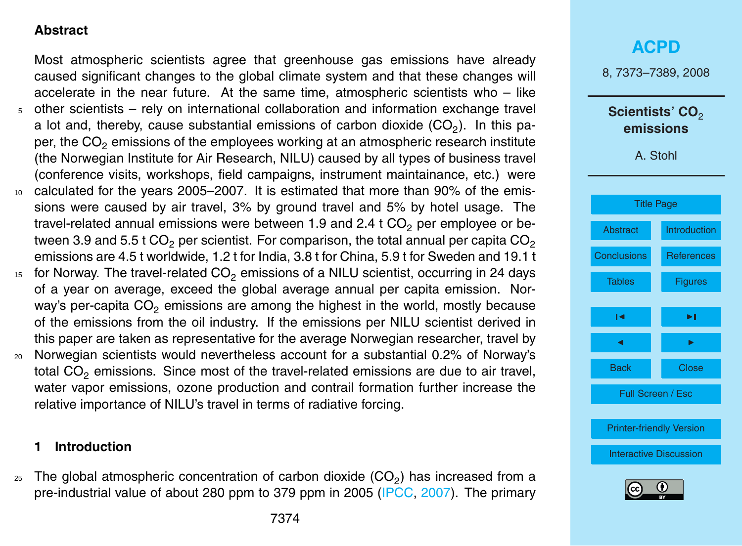## Abstract

Most atmospheric scientists agree that greenhouse gas emissions have already caused significant changes to the global climate system and that these changes will accelerate in the near future. At the same time, atmospheric scientists who – like other scientists – rely on international collaboration and information exchange travel a lot and, thereby, cause substantial emissions of carbon dioxide ($CO_2$). In this paper, the $CO_2$ emissions of the employees working at an atmospheric research institute (the Norwegian Institute for Air Research, NILU) caused by all types of business travel (conference visits, workshops, field campaigns, instrument maintainance, etc.) were calculated for the years 2005–2007. It is estimated that more than 90% of the emissions were caused by air travel, 3% by ground travel and 5% by hotel usage. The travel-related annual emissions were between 1.9 and 2.4 t $CO_2$ per employee or between 3.9 and 5.5 t $CO_2$ per scientist. For comparison, the total annual per capita $CO_2$ emissions are 4.5 t worldwide, 1.2 t for India, 3.8 t for China, 5.9 t for Sweden and 19.1 t for Norway. The travel-related $CO_2$ emissions of a NILU scientist, occurring in 24 days of a year on average, exceed the global average annual per capita emission. Norway's per-capita $CO_2$ emissions are among the highest in the world, mostly because of the emissions from the oil industry. If the emissions per NILU scientist derived in this paper are taken as representative for the average Norwegian researcher, travel by Norwegian scientists would nevertheless account for a substantial 0.2% of Norway's total $CO_2$ emissions. Since most of the travel-related emissions are due to air travel, water vapor emissions, ozone production and contrail formation further increase the relative importance of NILU's travel in terms of radiative forcing.

## 1 Introduction

The global atmospheric concentration of carbon dioxide ($CO_2$) has increased from a pre-industrial value of about 280 ppm to 379 ppm in 2005 (IPCC, 2007). The primary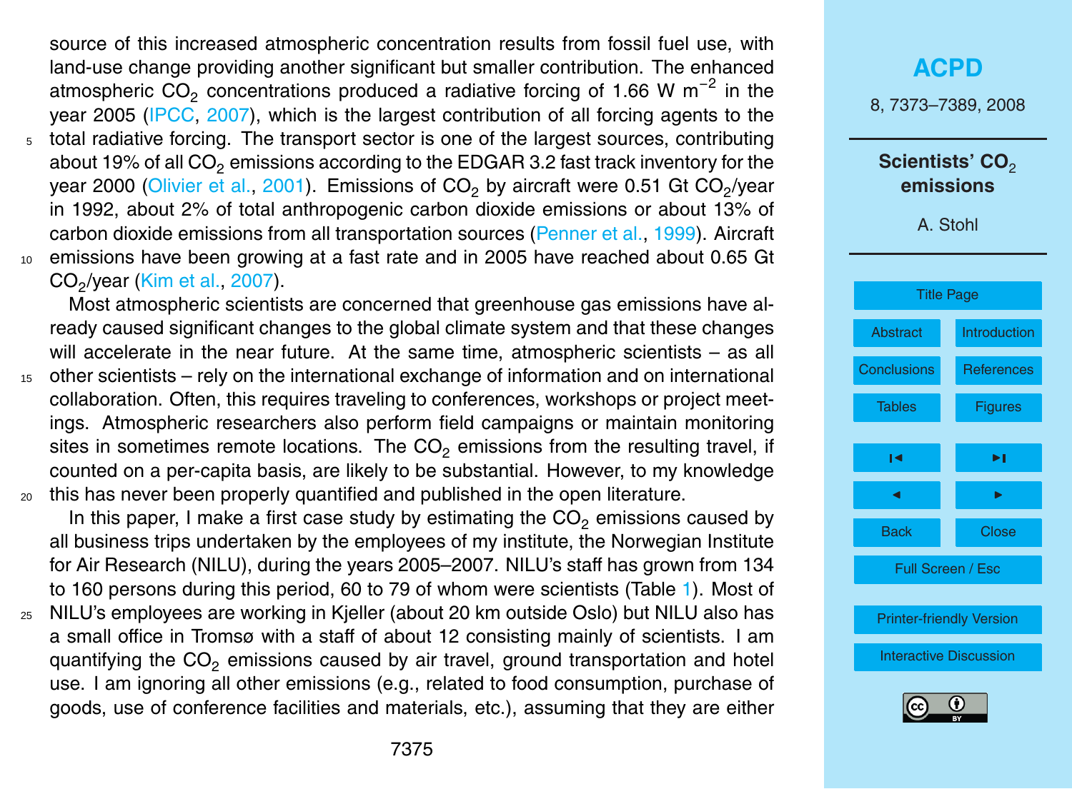source of this increased atmospheric concentration results from fossil fuel use, with land-use change providing another significant but smaller contribution. The enhanced atmospheric $CO_2$ concentrations produced a radiative forcing of 1.66 W $m^{-2}$ in the year 2005 (IPCC, 2007), which is the largest contribution of all forcing agents to the total radiative forcing. The transport sector is one of the largest sources, contributing about 19% of all $CO_2$ emissions according to the EDGAR 3.2 fast track inventory for the year 2000 (Olivier et al., 2001). Emissions of $CO_2$ by aircraft were 0.51 Gt $CO_2$/year in 1992, about 2% of total anthropogenic carbon dioxide emissions or about 13% of carbon dioxide emissions from all transportation sources (Penner et al., 1999). Aircraft emissions have been growing at a fast rate and in 2005 have reached about 0.65 Gt $CO_2$/year (Kim et al., 2007).

Most atmospheric scientists are concerned that greenhouse gas emissions have already caused significant changes to the global climate system and that these changes will accelerate in the near future. At the same time, atmospheric scientists – as all other scientists – rely on the international exchange of information and on international collaboration. Often, this requires traveling to conferences, workshops or project meetings. Atmospheric researchers also perform field campaigns or maintain monitoring sites in sometimes remote locations. The $CO_2$ emissions from the resulting travel, if counted on a per-capita basis, are likely to be substantial. However, to my knowledge this has never been properly quantified and published in the open literature.

In this paper, I make a first case study by estimating the $CO_2$ emissions caused by all business trips undertaken by the employees of my institute, the Norwegian Institute for Air Research (NILU), during the years 2005–2007. NILU's staff has grown from 134 to 160 persons during this period, 60 to 79 of whom were scientists (Table 1). Most of NILU's employees are working in Kjeller (about 20 km outside Oslo) but NILU also has a small office in Tromsø with a staff of about 12 consisting mainly of scientists. I am quantifying the $CO_2$ emissions caused by air travel, ground transportation and hotel use. I am ignoring all other emissions (e.g., related to food consumption, purchase of goods, use of conference facilities and materials, etc.), assuming that they are either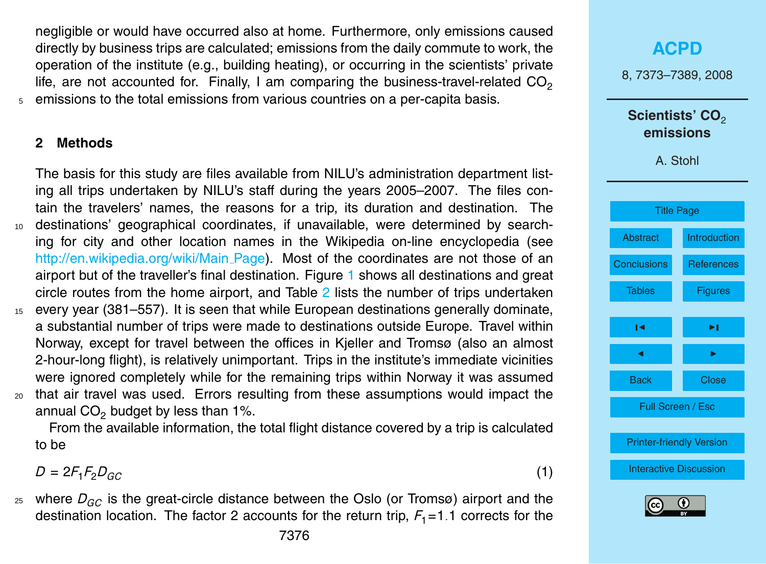negligible or would have occurred also at home. Furthermore, only emissions caused directly by business trips are calculated; emissions from the daily commute to work, the operation of the institute (e.g., building heating), or occurring in the scientists' private life, are not accounted for. Finally, I am comparing the business-travel-related $CO_2$ emissions to the total emissions from various countries on a per-capita basis.

## 2 Methods

The basis for this study are files available from NILU's administration department listing all trips undertaken by NILU's staff during the years 2005–2007. The files contain the travelers' names, the reasons for a trip, its duration and destination. The destinations' geographical coordinates, if unavailable, were determined by searching for city and other location names in the Wikipedia on-line encyclopedia (see http://en.wikipedia.org/wiki/Main_Page). Most of the coordinates are not those of an airport but of the traveller's final destination. Figure 1 shows all destinations and great circle routes from the home airport, and Table 2 lists the number of trips undertaken every year (381–557). It is seen that while European destinations generally dominate, a substantial number of trips were made to destinations outside Europe. Travel within Norway, except for travel between the offices in Kjeller and Tromsø (also an almost 2-hour-long flight), is relatively unimportant. Trips in the institute's immediate vicinities were ignored completely while for the remaining trips within Norway it was assumed that air travel was used. Errors resulting from these assumptions would impact the annual $CO_2$ budget by less than 1%.

From the available information, the total flight distance covered by a trip is calculated to be

$$D = 2F_1F_2D_{GC} \tag{1}$$

where $D_{GC}$ is the great-circle distance between the Oslo (or Tromsø) airport and the destination location. The factor 2 accounts for the return trip, $F_1$=1.1 corrects for the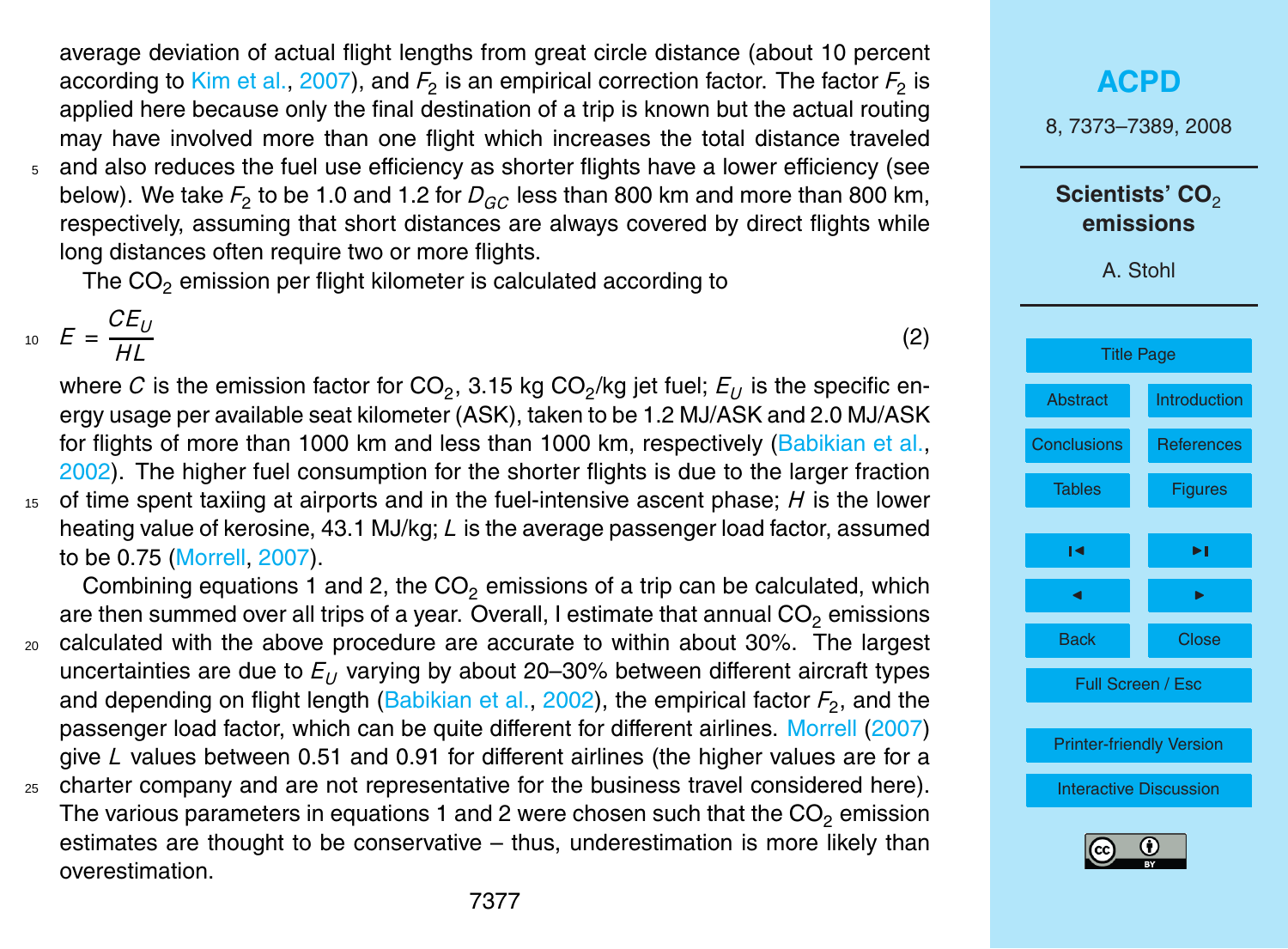average deviation of actual flight lengths from great circle distance (about 10 percent according to Kim et al., 2007), and $F_2$ is an empirical correction factor. The factor $F_2$ is applied here because only the final destination of a trip is known but the actual routing may have involved more than one flight which increases the total distance traveled and also reduces the fuel use efficiency as shorter flights have a lower efficiency (see below). We take $F_2$ to be 1.0 and 1.2 for $D_{GC}$ less than 800 km and more than 800 km, respectively, assuming that short distances are always covered by direct flights while long distances often require two or more flights.

The $CO_2$ emission per flight kilometer is calculated according to

$$E = \frac{CE_U}{HL} \tag{2}$$

where $C$ is the emission factor for $CO_2$, 3.15 kg $CO_2$/kg jet fuel; $E_U$ is the specific energy usage per available seat kilometer (ASK), taken to be 1.2 MJ/ASK and 2.0 MJ/ASK for flights of more than 1000 km and less than 1000 km, respectively (Babikian et al., 2002). The higher fuel consumption for the shorter flights is due to the larger fraction of time spent taxiing at airports and in the fuel-intensive ascent phase; $H$ is the lower heating value of kerosine, 43.1 MJ/kg; $L$ is the average passenger load factor, assumed to be 0.75 (Morrell, 2007).

Combining equations 1 and 2, the $CO_2$ emissions of a trip can be calculated, which are then summed over all trips of a year. Overall, I estimate that annual $CO_2$ emissions calculated with the above procedure are accurate to within about 30%. The largest uncertainties are due to $E_U$ varying by about 20–30% between different aircraft types and depending on flight length (Babikian et al., 2002), the empirical factor $F_2$, and the passenger load factor, which can be quite different for different airlines. Morrell (2007) give $L$ values between 0.51 and 0.91 for different airlines (the higher values are for a charter company and are not representative for the business travel considered here). The various parameters in equations 1 and 2 were chosen such that the $CO_2$ emission estimates are thought to be conservative – thus, underestimation is more likely than overestimation.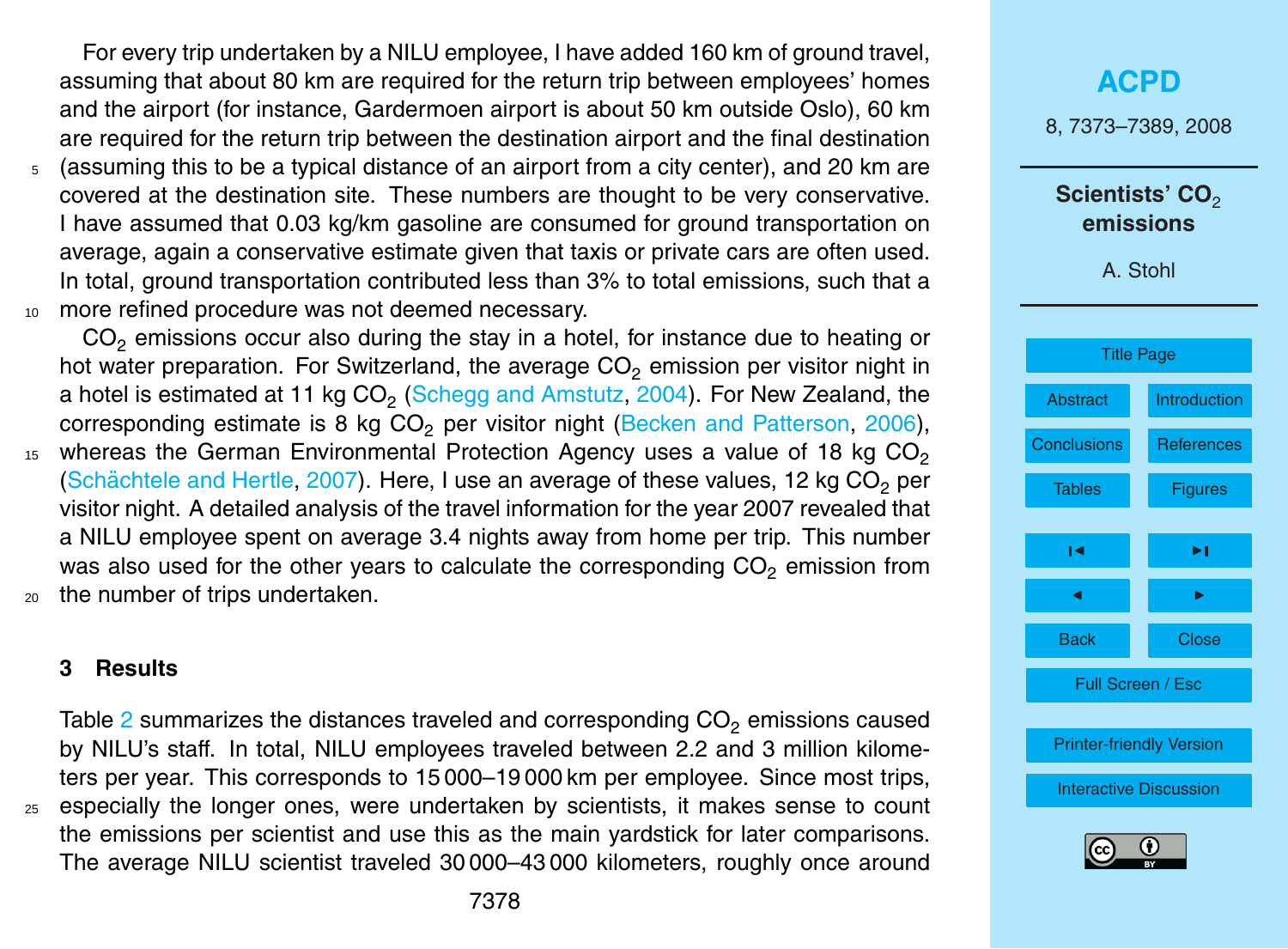For every trip undertaken by a NILU employee, I have added 160 km of ground travel, assuming that about 80 km are required for the return trip between employees' homes and the airport (for instance, Gardermoen airport is about 50 km outside Oslo), 60 km are required for the return trip between the destination airport and the final destination (assuming this to be a typical distance of an airport from a city center), and 20 km are covered at the destination site. These numbers are thought to be very conservative. I have assumed that 0.03 kg/km gasoline are consumed for ground transportation on average, again a conservative estimate given that taxis or private cars are often used. In total, ground transportation contributed less than 3% to total emissions, such that a more refined procedure was not deemed necessary.

$CO_2$ emissions occur also during the stay in a hotel, for instance due to heating or hot water preparation. For Switzerland, the average $CO_2$ emission per visitor night in a hotel is estimated at 11 kg $CO_2$ (Schegg and Amstutz, 2004). For New Zealand, the corresponding estimate is 8 kg $CO_2$ per visitor night (Becken and Patterson, 2006), whereas the German Environmental Protection Agency uses a value of 18 kg $CO_2$ (Schächtele and Hertle, 2007). Here, I use an average of these values, 12 kg $CO_2$ per visitor night. A detailed analysis of the travel information for the year 2007 revealed that a NILU employee spent on average 3.4 nights away from home per trip. This number was also used for the other years to calculate the corresponding $CO_2$ emission from the number of trips undertaken.

## 3 Results

Table 2 summarizes the distances traveled and corresponding $CO_2$ emissions caused by NILU's staff. In total, NILU employees traveled between 2.2 and 3 million kilometers per year. This corresponds to 15 000–19 000 km per employee. Since most trips, especially the longer ones, were undertaken by scientists, it makes sense to count the emissions per scientist and use this as the main yardstick for later comparisons. The average NILU scientist traveled 30 000–43 000 kilometers, roughly once around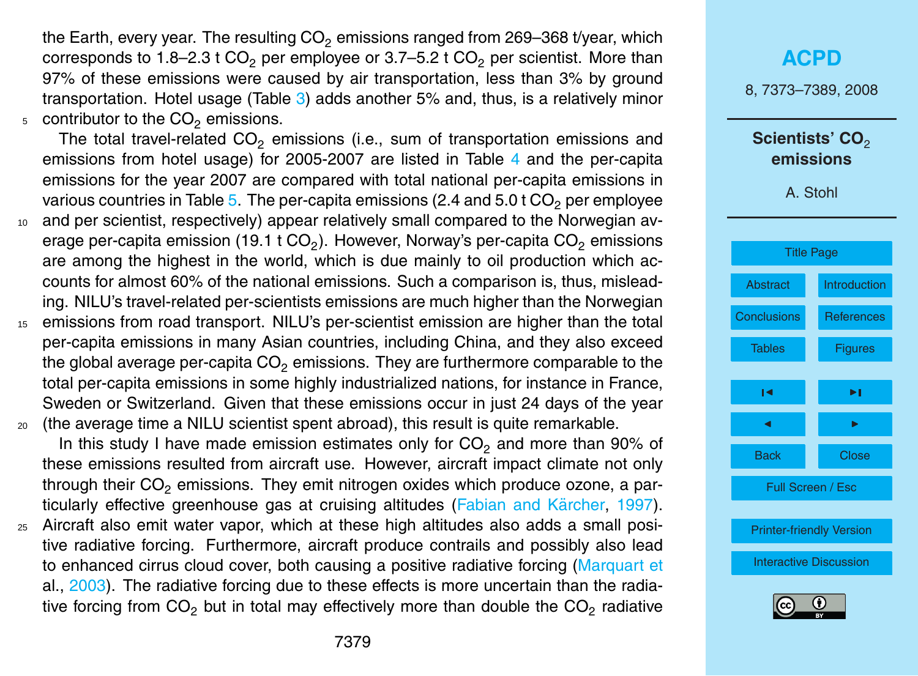the Earth, every year. The resulting $CO_2$ emissions ranged from 269–368 t/year, which corresponds to 1.8–2.3 t $CO_2$ per employee or 3.7–5.2 t $CO_2$ per scientist. More than 97% of these emissions were caused by air transportation, less than 3% by ground transportation. Hotel usage (Table 3) adds another 5% and, thus, is a relatively minor contributor to the $CO_2$ emissions.

The total travel-related $CO_2$ emissions (i.e., sum of transportation emissions and emissions from hotel usage) for 2005-2007 are listed in Table 4 and the per-capita emissions for the year 2007 are compared with total national per-capita emissions in various countries in Table 5. The per-capita emissions (2.4 and 5.0 t $CO_2$ per employee and per scientist, respectively) appear relatively small compared to the Norwegian average per-capita emission (19.1 t $CO_2$). However, Norway's per-capita $CO_2$ emissions are among the highest in the world, which is due mainly to oil production which accounts for almost 60% of the national emissions. Such a comparison is, thus, misleading. NILU's travel-related per-scientists emissions are much higher than the Norwegian emissions from road transport. NILU's per-scientist emission are higher than the total per-capita emissions in many Asian countries, including China, and they also exceed the global average per-capita $CO_2$ emissions. They are furthermore comparable to the total per-capita emissions in some highly industrialized nations, for instance in France, Sweden or Switzerland. Given that these emissions occur in just 24 days of the year (the average time a NILU scientist spent abroad), this result is quite remarkable.

In this study I have made emission estimates only for $CO_2$ and more than 90% of these emissions resulted from aircraft use. However, aircraft impact climate not only through their $CO_2$ emissions. They emit nitrogen oxides which produce ozone, a particularly effective greenhouse gas at cruising altitudes (Fabian and Kärcher, 1997). Aircraft also emit water vapor, which at these high altitudes also adds a small positive radiative forcing. Furthermore, aircraft produce contrails and possibly also lead to enhanced cirrus cloud cover, both causing a positive radiative forcing (Marquart et al., 2003). The radiative forcing due to these effects is more uncertain than the radiative forcing from $CO_2$ but in total may effectively more than double the $CO_2$ radiative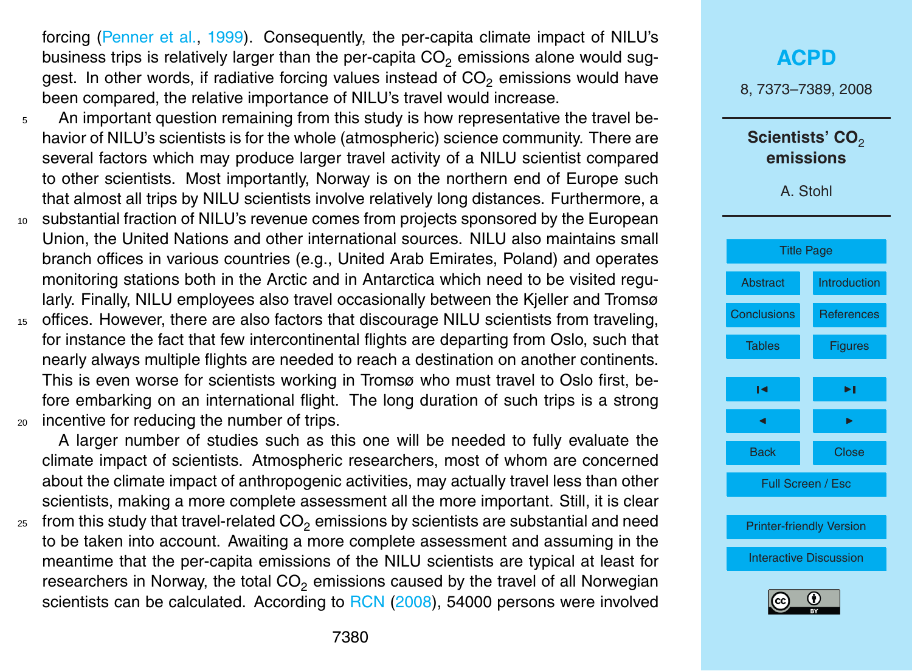forcing (Penner et al., 1999). Consequently, the per-capita climate impact of NILU's business trips is relatively larger than the per-capita $CO_2$ emissions alone would suggest. In other words, if radiative forcing values instead of $CO_2$ emissions would have been compared, the relative importance of NILU's travel would increase.

An important question remaining from this study is how representative the travel behavior of NILU's scientists is for the whole (atmospheric) science community. There are several factors which may produce larger travel activity of a NILU scientist compared to other scientists. Most importantly, Norway is on the northern end of Europe such that almost all trips by NILU scientists involve relatively long distances. Furthermore, a substantial fraction of NILU's revenue comes from projects sponsored by the European Union, the United Nations and other international sources. NILU also maintains small branch offices in various countries (e.g., United Arab Emirates, Poland) and operates monitoring stations both in the Arctic and in Antarctica which need to be visited regularly. Finally, NILU employees also travel occasionally between the Kjeller and Tromsø offices. However, there are also factors that discourage NILU scientists from traveling, for instance the fact that few intercontinental flights are departing from Oslo, such that nearly always multiple flights are needed to reach a destination on another continents. This is even worse for scientists working in Tromsø who must travel to Oslo first, before embarking on an international flight. The long duration of such trips is a strong incentive for reducing the number of trips.

A larger number of studies such as this one will be needed to fully evaluate the climate impact of scientists. Atmospheric researchers, most of whom are concerned about the climate impact of anthropogenic activities, may actually travel less than other scientists, making a more complete assessment all the more important. Still, it is clear from this study that travel-related $CO_2$ emissions by scientists are substantial and need to be taken into account. Awaiting a more complete assessment and assuming in the meantime that the per-capita emissions of the NILU scientists are typical at least for researchers in Norway, the total $CO_2$ emissions caused by the travel of all Norwegian scientists can be calculated. According to RCN (2008), 54000 persons were involved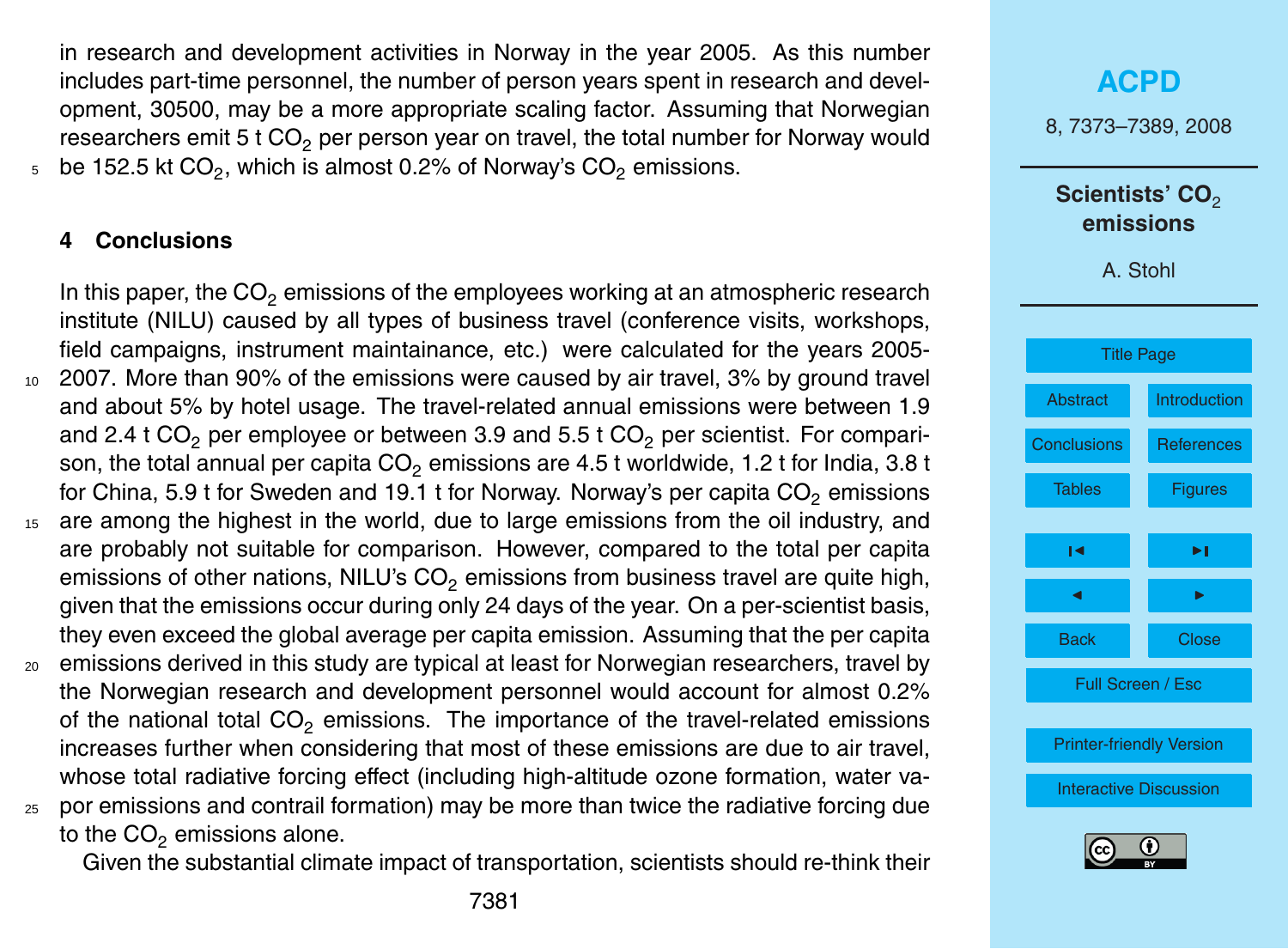in research and development activities in Norway in the year 2005. As this number includes part-time personnel, the number of person years spent in research and development, 30500, may be a more appropriate scaling factor. Assuming that Norwegian researchers emit 5 t $CO_2$ per person year on travel, the total number for Norway would be 152.5 kt $CO_2$, which is almost 0.2% of Norway's $CO_2$ emissions.

## 4 Conclusions

In this paper, the $CO_2$ emissions of the employees working at an atmospheric research institute (NILU) caused by all types of business travel (conference visits, workshops, field campaigns, instrument maintainance, etc.) were calculated for the years 2005-2007. More than 90% of the emissions were caused by air travel, 3% by ground travel and about 5% by hotel usage. The travel-related annual emissions were between 1.9 and 2.4 t $CO_2$ per employee or between 3.9 and 5.5 t $CO_2$ per scientist. For comparison, the total annual per capita $CO_2$ emissions are 4.5 t worldwide, 1.2 t for India, 3.8 t for China, 5.9 t for Sweden and 19.1 t for Norway. Norway's per capita $CO_2$ emissions are among the highest in the world, due to large emissions from the oil industry, and are probably not suitable for comparison. However, compared to the total per capita emissions of other nations, NILU's $CO_2$ emissions from business travel are quite high, given that the emissions occur during only 24 days of the year. On a per-scientist basis, they even exceed the global average per capita emission. Assuming that the per capita emissions derived in this study are typical at least for Norwegian researchers, travel by the Norwegian research and development personnel would account for almost 0.2% of the national total $CO_2$ emissions. The importance of the travel-related emissions increases further when considering that most of these emissions are due to air travel, whose total radiative forcing effect (including high-altitude ozone formation, water vapor emissions and contrail formation) may be more than twice the radiative forcing due to the $CO_2$ emissions alone.

Given the substantial climate impact of transportation, scientists should re-think their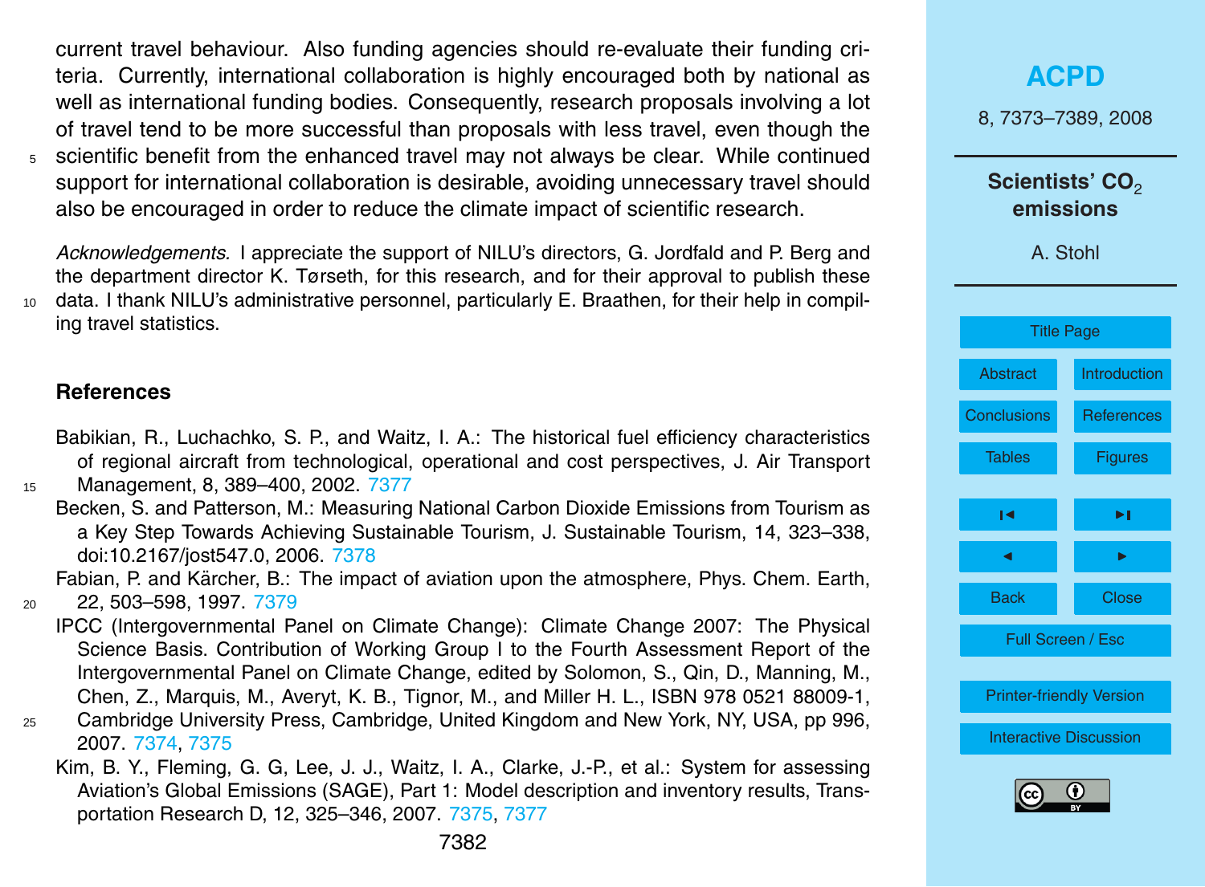current travel behaviour. Also funding agencies should re-evaluate their funding criteria. Currently, international collaboration is highly encouraged both by national as well as international funding bodies. Consequently, research proposals involving a lot of travel tend to be more successful than proposals with less travel, even though the scientific benefit from the enhanced travel may not always be clear. While continued support for international collaboration is desirable, avoiding unnecessary travel should also be encouraged in order to reduce the climate impact of scientific research.

*Acknowledgements.* I appreciate the support of NILU's directors, G. Jordfald and P. Berg and the department director K. Tørseth, for this research, and for their approval to publish these data. I thank NILU's administrative personnel, particularly E. Braathen, for their help in compiling travel statistics.

## References

Babikian, R., Luchachko, S. P., and Waitz, I. A.: The historical fuel efficiency characteristics of regional aircraft from technological, operational and cost perspectives, J. Air Transport Management, 8, 389–400, 2002. 7377

Becken, S. and Patterson, M.: Measuring National Carbon Dioxide Emissions from Tourism as a Key Step Towards Achieving Sustainable Tourism, J. Sustainable Tourism, 14, 323–338, doi:10.2167/jost547.0, 2006. 7378

Fabian, P. and Kärcher, B.: The impact of aviation upon the atmosphere, Phys. Chem. Earth, 22, 503–598, 1997. 7379

IPCC (Intergovernmental Panel on Climate Change): Climate Change 2007: The Physical Science Basis. Contribution of Working Group I to the Fourth Assessment Report of the Intergovernmental Panel on Climate Change, edited by Solomon, S., Qin, D., Manning, M., Chen, Z., Marquis, M., Averyt, K. B., Tignor, M., and Miller H. L., ISBN 978 0521 88009-1, Cambridge University Press, Cambridge, United Kingdom and New York, NY, USA, pp 996, 2007. 7374, 7375

Kim, B. Y., Fleming, G. G, Lee, J. J., Waitz, I. A., Clarke, J.-P., et al.: System for assessing Aviation's Global Emissions (SAGE), Part 1: Model description and inventory results, Transportation Research D, 12, 325–346, 2007. 7375, 7377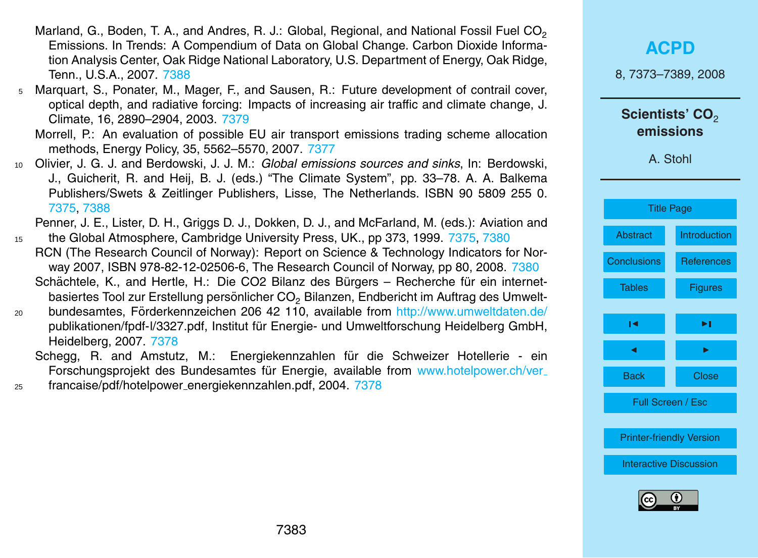Marland, G., Boden, T. A., and Andres, R. J.: Global, Regional, and National Fossil Fuel $CO_2$ Emissions. In Trends: A Compendium of Data on Global Change. Carbon Dioxide Information Analysis Center, Oak Ridge National Laboratory, U.S. Department of Energy, Oak Ridge, Tenn., U.S.A., 2007. 7388

Marquart, S., Ponater, M., Mager, F., and Sausen, R.: Future development of contrail cover, optical depth, and radiative forcing: Impacts of increasing air traffic and climate change, J. Climate, 16, 2890–2904, 2003. 7379

Morrell, P.: An evaluation of possible EU air transport emissions trading scheme allocation methods, Energy Policy, 35, 5562–5570, 2007. 7377

Olivier, J. G. J. and Berdowski, J. J. M.: *Global emissions sources and sinks*, In: Berdowski, J., Guicherit, R. and Heij, B. J. (eds.) "The Climate System", pp. 33–78. A. A. Balkema Publishers/Swets & Zeitlinger Publishers, Lisse, The Netherlands. ISBN 90 5809 255 0. 7375, 7388

Penner, J. E., Lister, D. H., Griggs D. J., Dokken, D. J., and McFarland, M. (eds.): Aviation and the Global Atmosphere, Cambridge University Press, UK., pp 373, 1999. 7375, 7380

RCN (The Research Council of Norway): Report on Science & Technology Indicators for Norway 2007, ISBN 978-82-12-02506-6, The Research Council of Norway, pp 80, 2008. 7380

Schächtele, K., and Hertle, H.: Die CO2 Bilanz des Bürgers – Recherche für ein internetbasiertes Tool zur Erstellung persönlicher $CO_2$ Bilanzen, Endbericht im Auftrag des Umweltbundesamtes, Förderkennzeichen 206 42 110, available from http://www.umweltdaten.de/publikationen/fpdf-l/3327.pdf, Institut für Energie- und Umweltforschung Heidelberg GmbH, Heidelberg, 2007. 7378

Schegg, R. and Amstutz, M.: Energiekennzahlen für die Schweizer Hotellerie - ein Forschungsprojekt des Bundesamtes für Energie, available from www.hotelpower.ch/ver_francaise/pdf/hotelpower_energiekennzahlen.pdf, 2004. 7378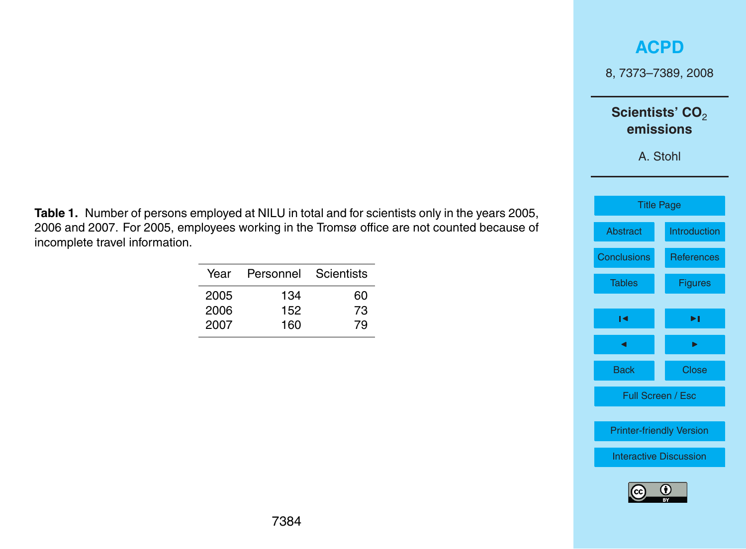**Table 1.** Number of persons employed at NILU in total and for scientists only in the years 2005, 2006 and 2007. For 2005, employees working in the Tromsø office are not counted because of incomplete travel information.

| Year | Personnel | Scientists |
|---|---|---|
| 2005 | 134 | 60 |
| 2006 | 152 | 73 |
| 2007 | 160 | 79 |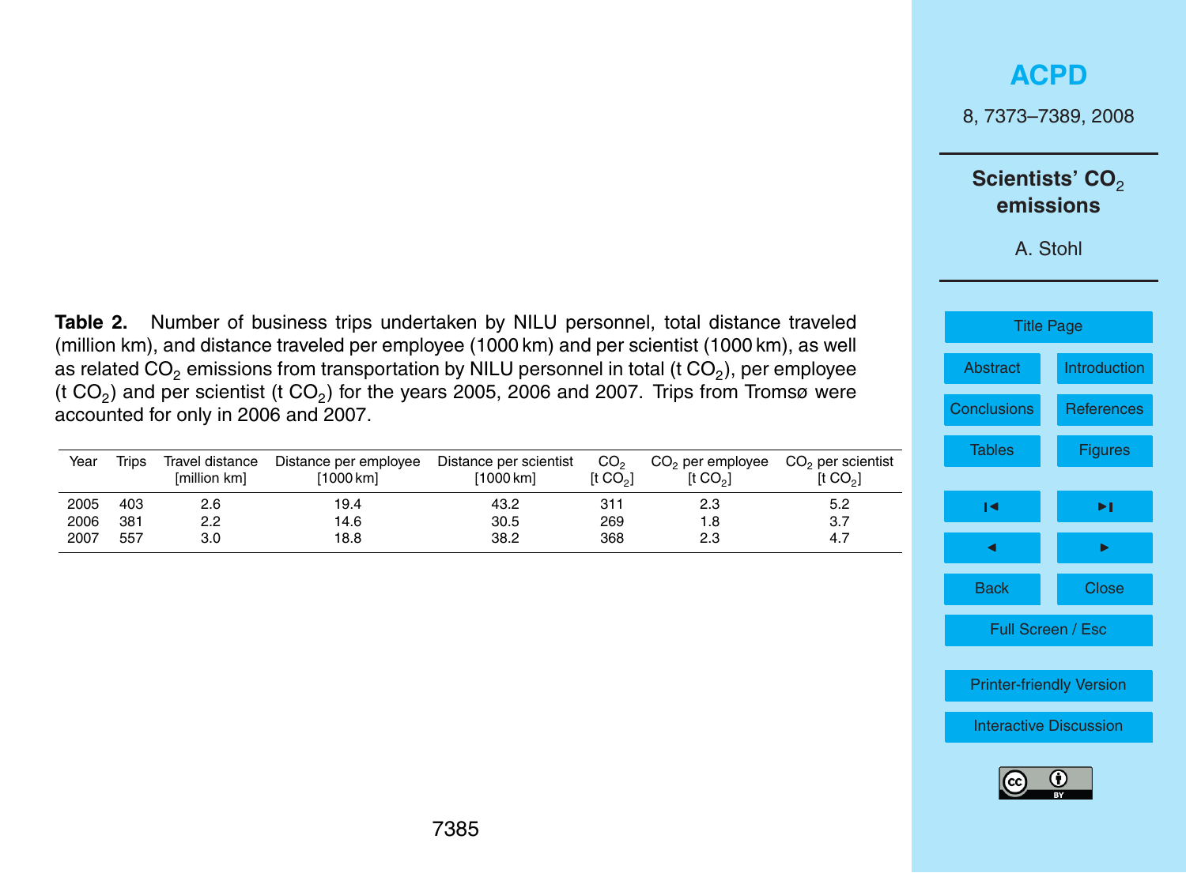**Table 2.** Number of business trips undertaken by NILU personnel, total distance traveled (million km), and distance traveled per employee (1000 km) and per scientist (1000 km), as well as related $CO_2$ emissions from transportation by NILU personnel in total (t $CO_2$), per employee (t $CO_2$) and per scientist (t $CO_2$) for the years 2005, 2006 and 2007. Trips from Tromsø were accounted for only in 2006 and 2007.

| Year | Trips | Travel distance [million km] | Distance per employee [1000 km] | Distance per scientist [1000 km] | $CO_2$ [t $CO_2$] | $CO_2$ per employee [t $CO_2$] | $CO_2$ per scientist [t $CO_2$] |
|---|---|---|---|---|---|---|---|
| 2005 | 403 | 2.6 | 19.4 | 43.2 | 311 | 2.3 | 5.2 |
| 2006 | 381 | 2.2 | 14.6 | 30.5 | 269 | 1.8 | 3.7 |
| 2007 | 557 | 3.0 | 18.8 | 38.2 | 368 | 2.3 | 4.7 |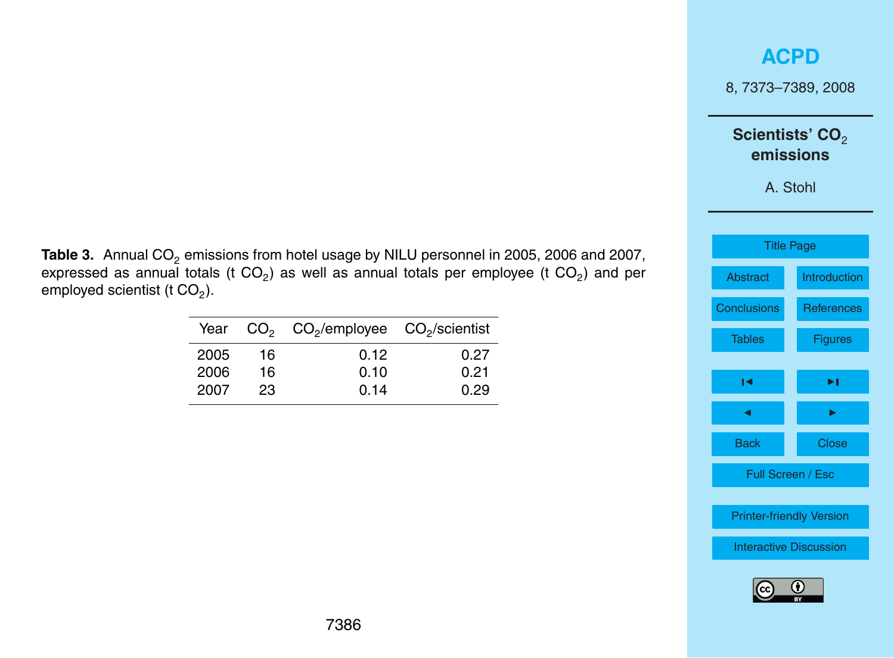**Table 3.** Annual $CO_2$ emissions from hotel usage by NILU personnel in 2005, 2006 and 2007, expressed as annual totals (t $CO_2$) as well as annual totals per employee (t $CO_2$) and per employed scientist (t $CO_2$).

| Year | $CO_2$ | $CO_2$/employee | $CO_2$/scientist |
|---|---|---|---|
| 2005 | 16 | 0.12 | 0.27 |
| 2006 | 16 | 0.10 | 0.21 |
| 2007 | 23 | 0.14 | 0.29 |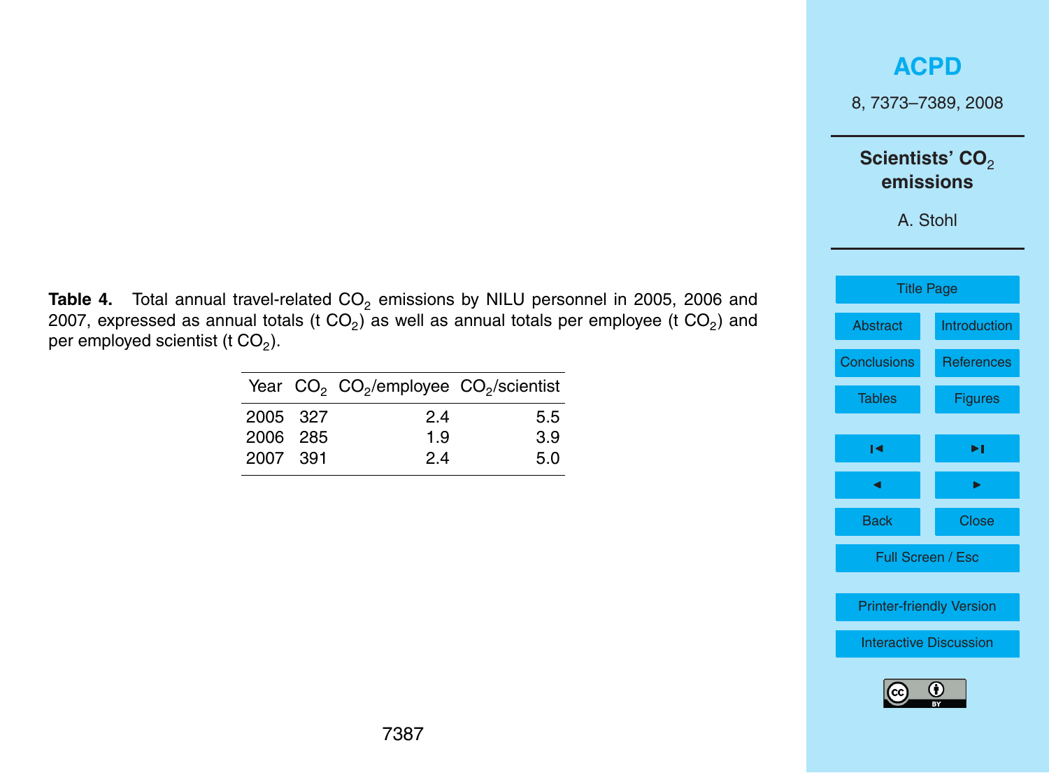**Table 4.** Total annual travel-related $CO_2$ emissions by NILU personnel in 2005, 2006 and 2007, expressed as annual totals (t $CO_2$) as well as annual totals per employee (t $CO_2$) and per employed scientist (t $CO_2$).

| Year | $CO_2$ | $CO_2$/employee | $CO_2$/scientist |
|---|---|---|---|
| 2005 | 327 | 2.4 | 5.5 |
| 2006 | 285 | 1.9 | 3.9 |
| 2007 | 391 | 2.4 | 5.0 |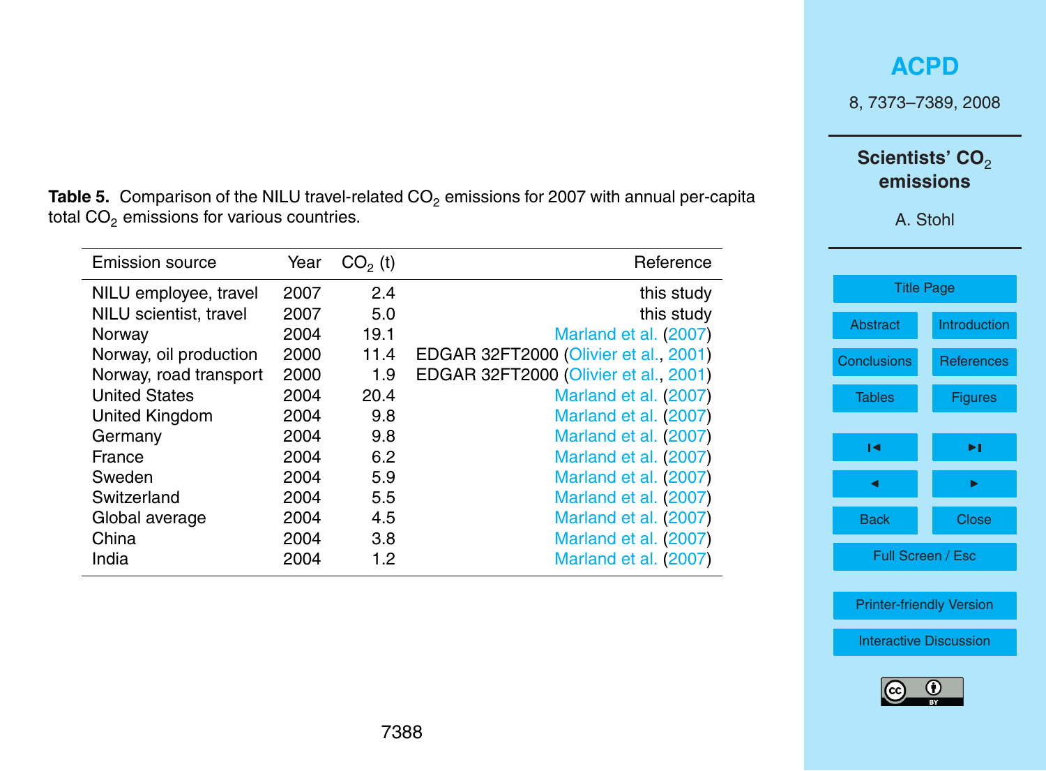**Table 5.** Comparison of the NILU travel-related $CO_2$ emissions for 2007 with annual per-capita total $CO_2$ emissions for various countries.

| Emission source | Year | $CO_2$ (t) | Reference |
|---|---|---|---|
| NILU employee, travel | 2007 | 2.4 | this study |
| NILU scientist, travel | 2007 | 5.0 | this study |
| Norway | 2004 | 19.1 | Marland et al. (2007) |
| Norway, oil production | 2000 | 11.4 | EDGAR 32FT2000 (Olivier et al., 2001) |
| Norway, road transport | 2000 | 1.9 | EDGAR 32FT2000 (Olivier et al., 2001) |
| United States | 2004 | 20.4 | Marland et al. (2007) |
| United Kingdom | 2004 | 9.8 | Marland et al. (2007) |
| Germany | 2004 | 9.8 | Marland et al. (2007) |
| France | 2004 | 6.2 | Marland et al. (2007) |
| Sweden | 2004 | 5.9 | Marland et al. (2007) |
| Switzerland | 2004 | 5.5 | Marland et al. (2007) |
| Global average | 2004 | 4.5 | Marland et al. (2007) |
| China | 2004 | 3.8 | Marland et al. (2007) |
| India | 2004 | 1.2 | Marland et al. (2007) |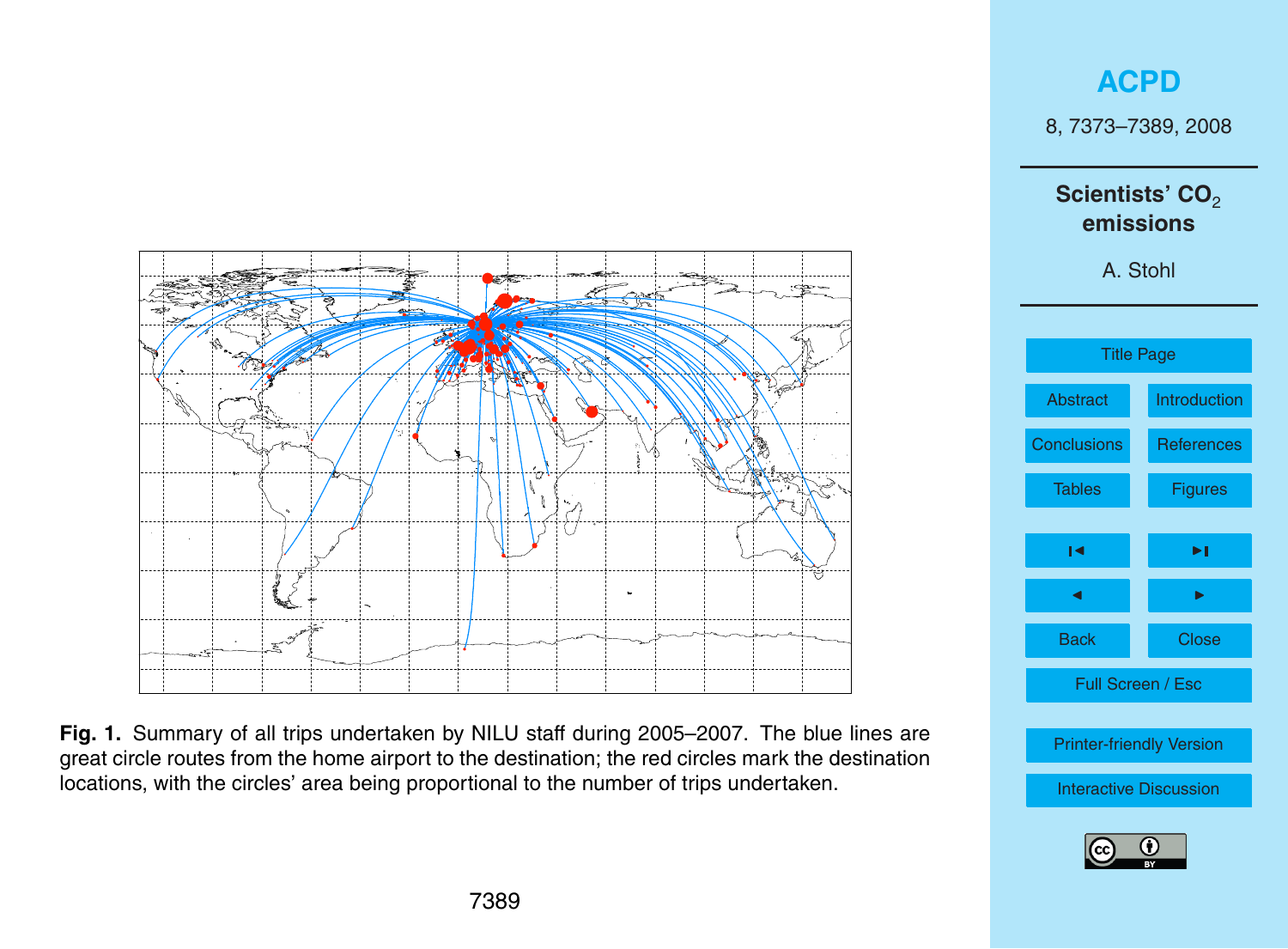**Fig. 1.** Summary of all trips undertaken by NILU staff during 2005–2007. The blue lines are great circle routes from the home airport to the destination; the red circles mark the destination locations, with the circles' area being proportional to the number of trips undertaken.